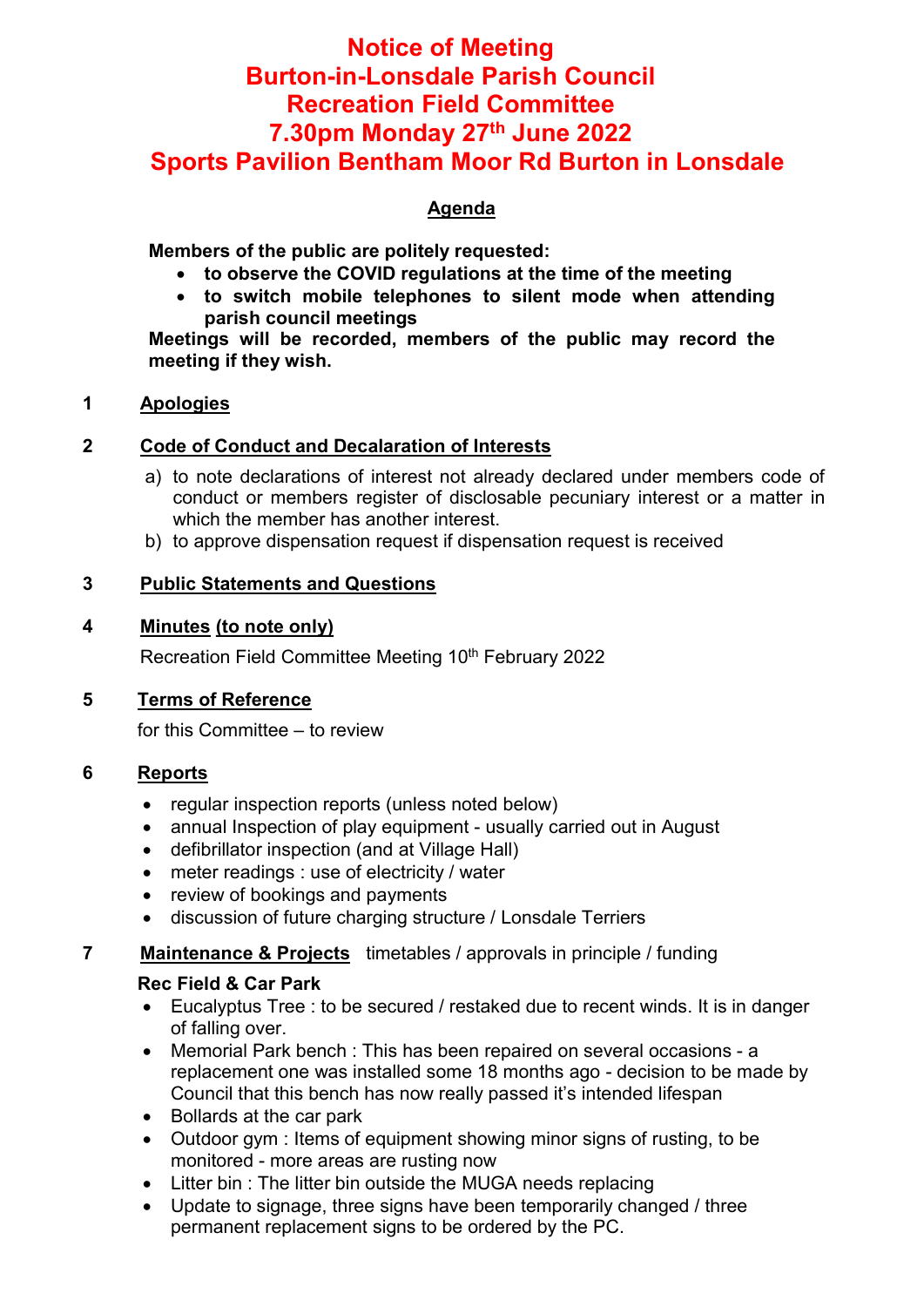# Notice of Meeting
# Burton-in-Lonsdale Parish Council
# Recreation Field Committee
# 7.30pm Monday 27th June 2022
# Sports Pavilion Bentham Moor Rd Burton in Lonsdale

## Agenda

**Members of the public are politely requested:**

- **to observe the COVID regulations at the time of the meeting**
- **to switch mobile telephones to silent mode when attending parish council meetings**

**Meetings will be recorded, members of the public may record the meeting if they wish.**

**1 Apologies**

**2 Code of Conduct and Decalaration of Interests**

a) to note declarations of interest not already declared under members code of conduct or members register of disclosable pecuniary interest or a matter in which the member has another interest.

b) to approve dispensation request if dispensation request is received

**3 Public Statements and Questions**

**4 Minutes (to note only)**

Recreation Field Committee Meeting 10th February 2022

**5 Terms of Reference**

for this Committee – to review

**6 Reports**

- regular inspection reports (unless noted below)
- annual Inspection of play equipment - usually carried out in August
- defibrillator inspection (and at Village Hall)
- meter readings : use of electricity / water
- review of bookings and payments
- discussion of future charging structure / Lonsdale Terriers

**7 Maintenance & Projects** timetables / approvals in principle / funding

**Rec Field & Car Park**

- Eucalyptus Tree : to be secured / restaked due to recent winds. It is in danger of falling over.
- Memorial Park bench : This has been repaired on several occasions - a replacement one was installed some 18 months ago - decision to be made by Council that this bench has now really passed it's intended lifespan
- Bollards at the car park
- Outdoor gym : Items of equipment showing minor signs of rusting, to be monitored - more areas are rusting now
- Litter bin : The litter bin outside the MUGA needs replacing
- Update to signage, three signs have been temporarily changed / three permanent replacement signs to be ordered by the PC.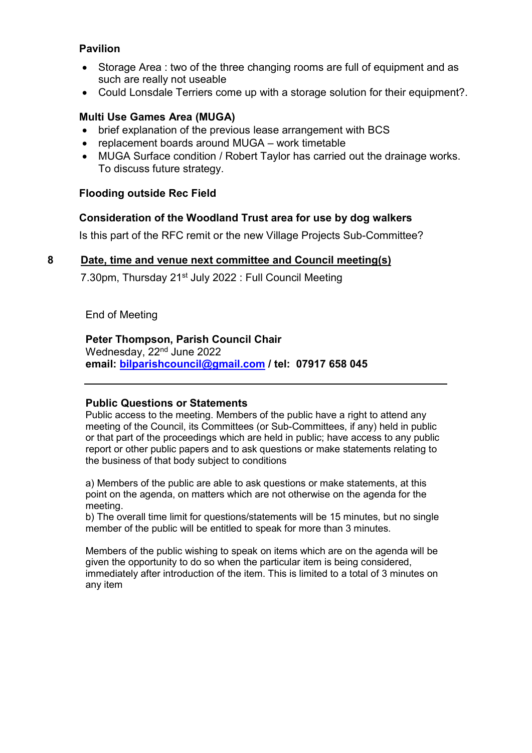**Pavilion**

- Storage Area : two of the three changing rooms are full of equipment and as such are really not useable
- Could Lonsdale Terriers come up with a storage solution for their equipment?.

**Multi Use Games Area (MUGA)**

- brief explanation of the previous lease arrangement with BCS
- replacement boards around MUGA – work timetable
- MUGA Surface condition / Robert Taylor has carried out the drainage works. To discuss future strategy.

**Flooding outside Rec Field**

**Consideration of the Woodland Trust area for use by dog walkers**

Is this part of the RFC remit or the new Village Projects Sub-Committee?

**8 Date, time and venue next committee and Council meeting(s)**

7.30pm, Thursday 21st July 2022 : Full Council Meeting

End of Meeting

**Peter Thompson, Parish Council Chair**
Wednesday, 22nd June 2022
**email: bilparishcouncil@gmail.com / tel: 07917 658 045**

---

**Public Questions or Statements**

Public access to the meeting. Members of the public have a right to attend any meeting of the Council, its Committees (or Sub-Committees, if any) held in public or that part of the proceedings which are held in public; have access to any public report or other public papers and to ask questions or make statements relating to the business of that body subject to conditions

a) Members of the public are able to ask questions or make statements, at this point on the agenda, on matters which are not otherwise on the agenda for the meeting.
b) The overall time limit for questions/statements will be 15 minutes, but no single member of the public will be entitled to speak for more than 3 minutes.

Members of the public wishing to speak on items which are on the agenda will be given the opportunity to do so when the particular item is being considered, immediately after introduction of the item. This is limited to a total of 3 minutes on any item